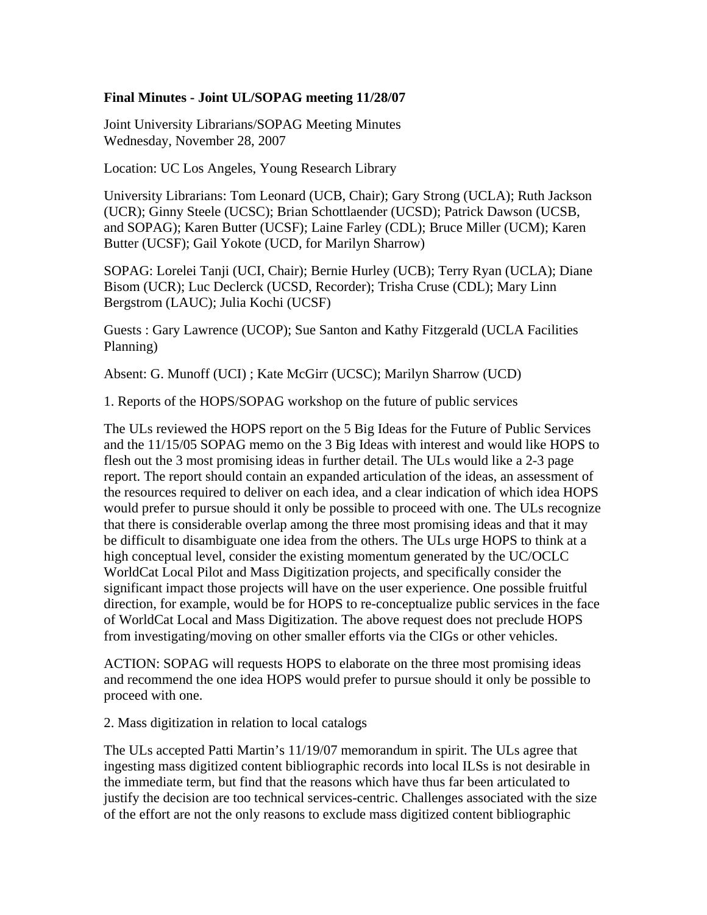**Final Minutes - Joint UL/SOPAG meeting 11/28/07**

Joint University Librarians/SOPAG Meeting Minutes
Wednesday, November 28, 2007

Location: UC Los Angeles, Young Research Library

University Librarians: Tom Leonard (UCB, Chair); Gary Strong (UCLA); Ruth Jackson (UCR); Ginny Steele (UCSC); Brian Schottlaender (UCSD); Patrick Dawson (UCSB, and SOPAG); Karen Butter (UCSF); Laine Farley (CDL); Bruce Miller (UCM); Karen Butter (UCSF); Gail Yokote (UCD, for Marilyn Sharrow)

SOPAG: Lorelei Tanji (UCI, Chair); Bernie Hurley (UCB); Terry Ryan (UCLA); Diane Bisom (UCR); Luc Declerck (UCSD, Recorder); Trisha Cruse (CDL); Mary Linn Bergstrom (LAUC); Julia Kochi (UCSF)

Guests : Gary Lawrence (UCOP); Sue Santon and Kathy Fitzgerald (UCLA Facilities Planning)

Absent: G. Munoff (UCI) ; Kate McGirr (UCSC); Marilyn Sharrow (UCD)

1. Reports of the HOPS/SOPAG workshop on the future of public services

The ULs reviewed the HOPS report on the 5 Big Ideas for the Future of Public Services and the 11/15/05 SOPAG memo on the 3 Big Ideas with interest and would like HOPS to flesh out the 3 most promising ideas in further detail. The ULs would like a 2-3 page report. The report should contain an expanded articulation of the ideas, an assessment of the resources required to deliver on each idea, and a clear indication of which idea HOPS would prefer to pursue should it only be possible to proceed with one. The ULs recognize that there is considerable overlap among the three most promising ideas and that it may be difficult to disambiguate one idea from the others. The ULs urge HOPS to think at a high conceptual level, consider the existing momentum generated by the UC/OCLC WorldCat Local Pilot and Mass Digitization projects, and specifically consider the significant impact those projects will have on the user experience. One possible fruitful direction, for example, would be for HOPS to re-conceptualize public services in the face of WorldCat Local and Mass Digitization. The above request does not preclude HOPS from investigating/moving on other smaller efforts via the CIGs or other vehicles.

ACTION: SOPAG will requests HOPS to elaborate on the three most promising ideas and recommend the one idea HOPS would prefer to pursue should it only be possible to proceed with one.

2. Mass digitization in relation to local catalogs

The ULs accepted Patti Martin's 11/19/07 memorandum in spirit. The ULs agree that ingesting mass digitized content bibliographic records into local ILSs is not desirable in the immediate term, but find that the reasons which have thus far been articulated to justify the decision are too technical services-centric. Challenges associated with the size of the effort are not the only reasons to exclude mass digitized content bibliographic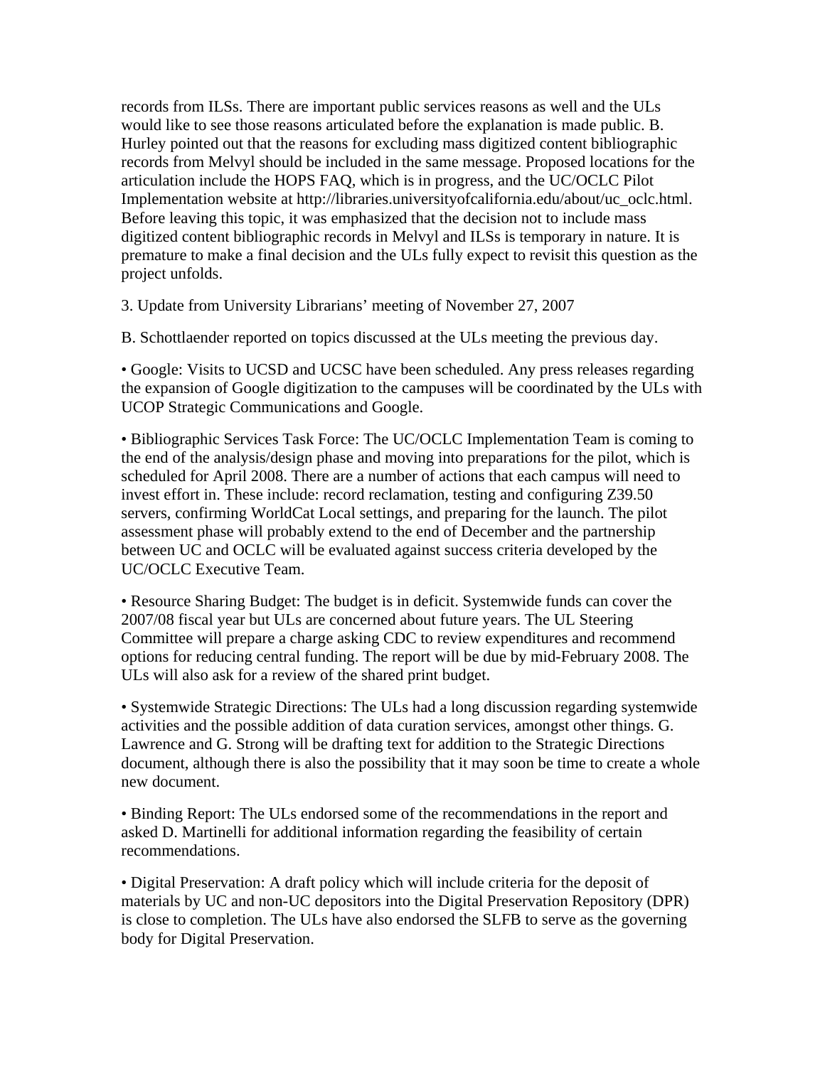records from ILSs. There are important public services reasons as well and the ULs would like to see those reasons articulated before the explanation is made public. B. Hurley pointed out that the reasons for excluding mass digitized content bibliographic records from Melvyl should be included in the same message. Proposed locations for the articulation include the HOPS FAQ, which is in progress, and the UC/OCLC Pilot Implementation website at http://libraries.universityofcalifornia.edu/about/uc_oclc.html. Before leaving this topic, it was emphasized that the decision not to include mass digitized content bibliographic records in Melvyl and ILSs is temporary in nature. It is premature to make a final decision and the ULs fully expect to revisit this question as the project unfolds.

3. Update from University Librarians' meeting of November 27, 2007

B. Schottlaender reported on topics discussed at the ULs meeting the previous day.

• Google: Visits to UCSD and UCSC have been scheduled. Any press releases regarding the expansion of Google digitization to the campuses will be coordinated by the ULs with UCOP Strategic Communications and Google.

• Bibliographic Services Task Force: The UC/OCLC Implementation Team is coming to the end of the analysis/design phase and moving into preparations for the pilot, which is scheduled for April 2008. There are a number of actions that each campus will need to invest effort in. These include: record reclamation, testing and configuring Z39.50 servers, confirming WorldCat Local settings, and preparing for the launch. The pilot assessment phase will probably extend to the end of December and the partnership between UC and OCLC will be evaluated against success criteria developed by the UC/OCLC Executive Team.

• Resource Sharing Budget: The budget is in deficit. Systemwide funds can cover the 2007/08 fiscal year but ULs are concerned about future years. The UL Steering Committee will prepare a charge asking CDC to review expenditures and recommend options for reducing central funding. The report will be due by mid-February 2008. The ULs will also ask for a review of the shared print budget.

• Systemwide Strategic Directions: The ULs had a long discussion regarding systemwide activities and the possible addition of data curation services, amongst other things. G. Lawrence and G. Strong will be drafting text for addition to the Strategic Directions document, although there is also the possibility that it may soon be time to create a whole new document.

• Binding Report: The ULs endorsed some of the recommendations in the report and asked D. Martinelli for additional information regarding the feasibility of certain recommendations.

• Digital Preservation: A draft policy which will include criteria for the deposit of materials by UC and non-UC depositors into the Digital Preservation Repository (DPR) is close to completion. The ULs have also endorsed the SLFB to serve as the governing body for Digital Preservation.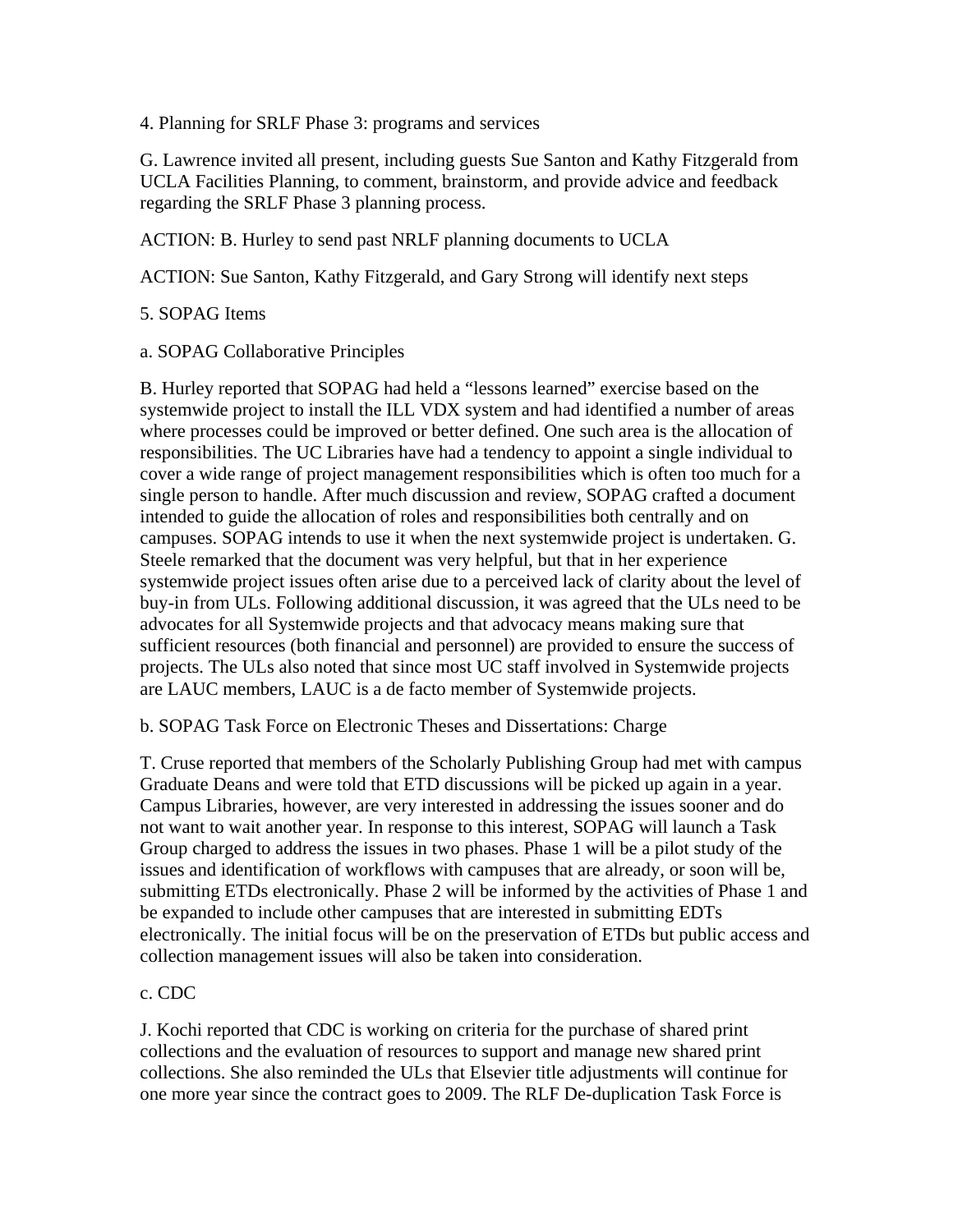4. Planning for SRLF Phase 3: programs and services

G. Lawrence invited all present, including guests Sue Santon and Kathy Fitzgerald from UCLA Facilities Planning, to comment, brainstorm, and provide advice and feedback regarding the SRLF Phase 3 planning process.

ACTION: B. Hurley to send past NRLF planning documents to UCLA

ACTION: Sue Santon, Kathy Fitzgerald, and Gary Strong will identify next steps

5. SOPAG Items

a. SOPAG Collaborative Principles

B. Hurley reported that SOPAG had held a "lessons learned" exercise based on the systemwide project to install the ILL VDX system and had identified a number of areas where processes could be improved or better defined. One such area is the allocation of responsibilities. The UC Libraries have had a tendency to appoint a single individual to cover a wide range of project management responsibilities which is often too much for a single person to handle. After much discussion and review, SOPAG crafted a document intended to guide the allocation of roles and responsibilities both centrally and on campuses. SOPAG intends to use it when the next systemwide project is undertaken. G. Steele remarked that the document was very helpful, but that in her experience systemwide project issues often arise due to a perceived lack of clarity about the level of buy-in from ULs. Following additional discussion, it was agreed that the ULs need to be advocates for all Systemwide projects and that advocacy means making sure that sufficient resources (both financial and personnel) are provided to ensure the success of projects. The ULs also noted that since most UC staff involved in Systemwide projects are LAUC members, LAUC is a de facto member of Systemwide projects.

b. SOPAG Task Force on Electronic Theses and Dissertations: Charge

T. Cruse reported that members of the Scholarly Publishing Group had met with campus Graduate Deans and were told that ETD discussions will be picked up again in a year. Campus Libraries, however, are very interested in addressing the issues sooner and do not want to wait another year. In response to this interest, SOPAG will launch a Task Group charged to address the issues in two phases. Phase 1 will be a pilot study of the issues and identification of workflows with campuses that are already, or soon will be, submitting ETDs electronically. Phase 2 will be informed by the activities of Phase 1 and be expanded to include other campuses that are interested in submitting EDTs electronically. The initial focus will be on the preservation of ETDs but public access and collection management issues will also be taken into consideration.

c. CDC

J. Kochi reported that CDC is working on criteria for the purchase of shared print collections and the evaluation of resources to support and manage new shared print collections. She also reminded the ULs that Elsevier title adjustments will continue for one more year since the contract goes to 2009. The RLF De-duplication Task Force is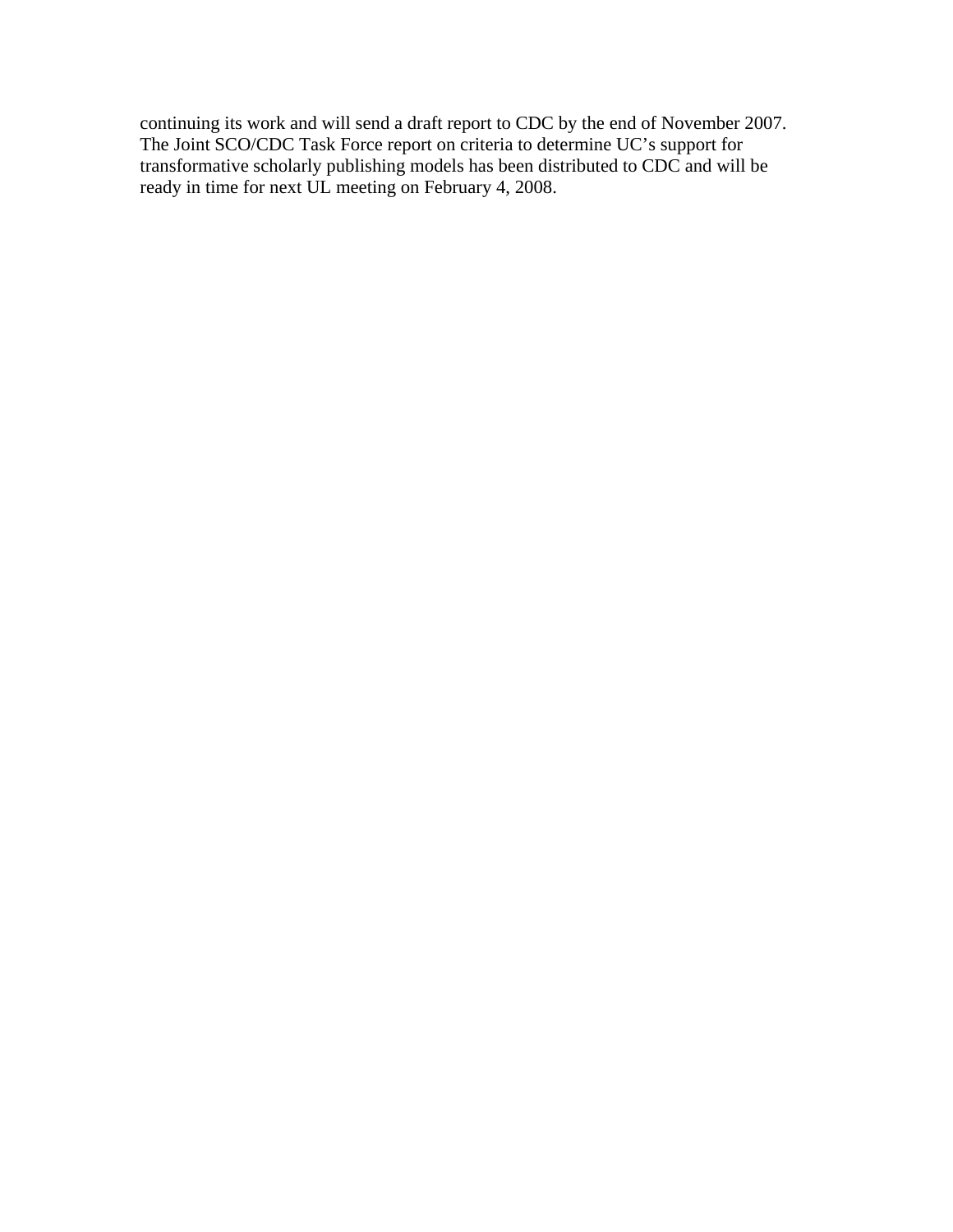continuing its work and will send a draft report to CDC by the end of November 2007. The Joint SCO/CDC Task Force report on criteria to determine UC's support for transformative scholarly publishing models has been distributed to CDC and will be ready in time for next UL meeting on February 4, 2008.